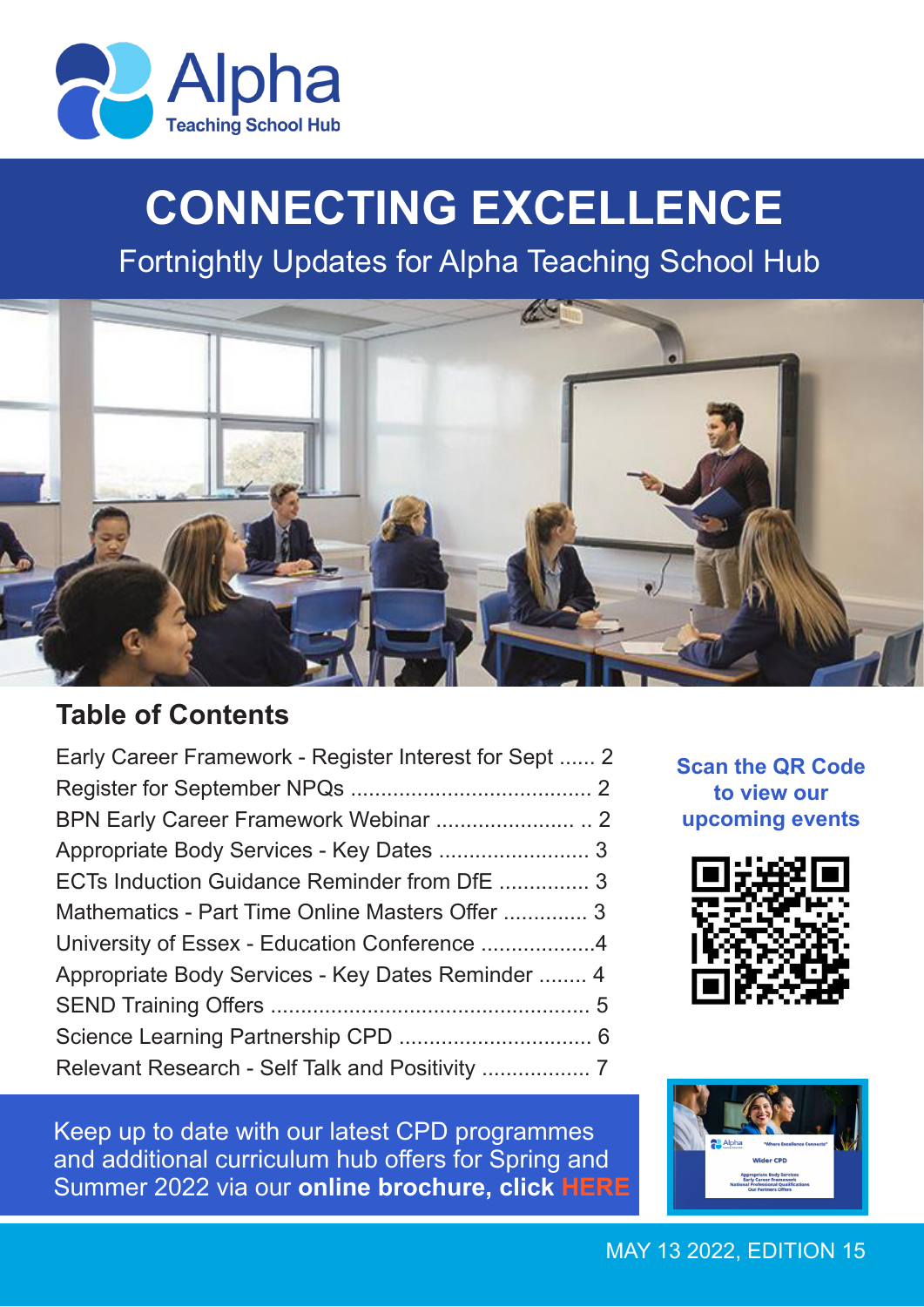Alpha Teaching School Hub

# CONNECTING EXCELLENCE

Fortnightly Updates for Alpha Teaching School Hub

## Table of Contents

| | |
|---|---|
| Early Career Framework - Register Interest for Sept | 2 |
| Register for September NPQs | 2 |
| BPN Early Career Framework Webinar | 2 |
| Appropriate Body Services - Key Dates | 3 |
| ECTs Induction Guidance Reminder from DfE | 3 |
| Mathematics - Part Time Online Masters Offer | 3 |
| University of Essex - Education Conference | 4 |
| Appropriate Body Services - Key Dates Reminder | 4 |
| SEND Training Offers | 5 |
| Science Learning Partnership CPD | 6 |
| Relevant Research - Self Talk and Positivity | 7 |

**Scan the QR Code to view our upcoming events**

Keep up to date with our latest CPD programmes and additional curriculum hub offers for Spring and Summer 2022 via our **online brochure, click HERE**

MAY 13 2022, EDITION 15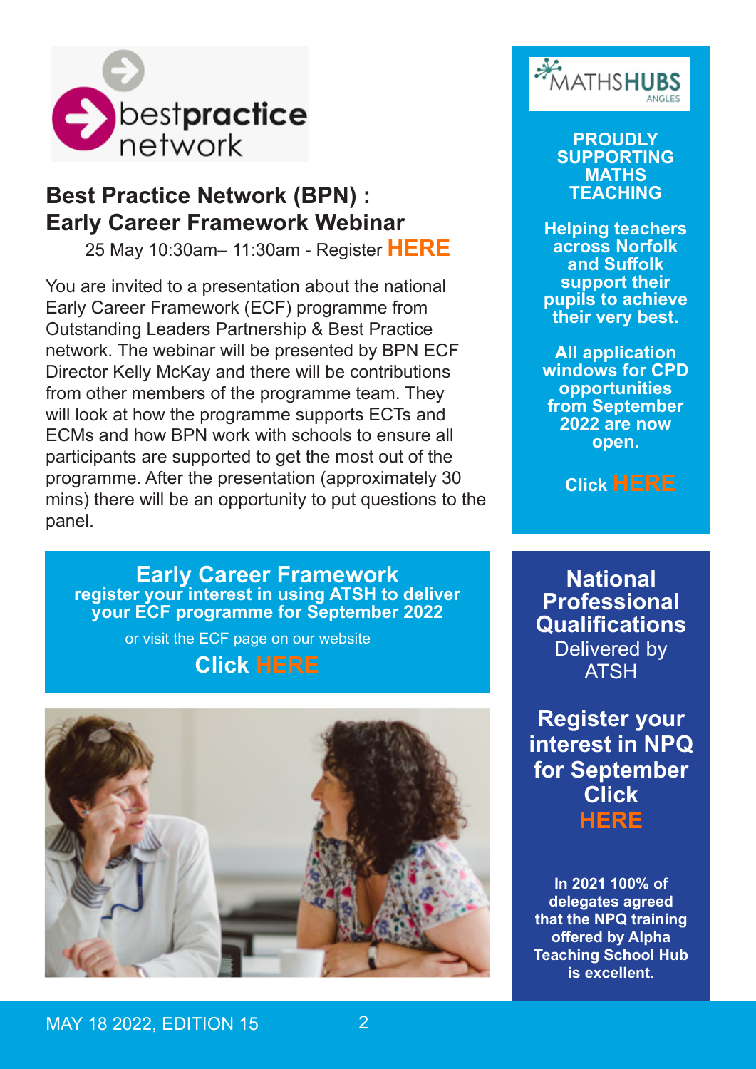## Best Practice Network (BPN) : Early Career Framework Webinar

25 May 10:30am– 11:30am - Register **HERE**

You are invited to a presentation about the national Early Career Framework (ECF) programme from Outstanding Leaders Partnership & Best Practice network. The webinar will be presented by BPN ECF Director Kelly McKay and there will be contributions from other members of the programme team. They will look at how the programme supports ECTs and ECMs and how BPN work with schools to ensure all participants are supported to get the most out of the programme. After the presentation (approximately 30 mins) there will be an opportunity to put questions to the panel.

### Early Career Framework

**register your interest in using ATSH to deliver your ECF programme for September 2022**

or visit the ECF page on our website

**Click HERE**

**MATHSHUBS ANGLES**

**PROUDLY SUPPORTING MATHS TEACHING**

**Helping teachers across Norfolk and Suffolk support their pupils to achieve their very best.**

**All application windows for CPD opportunities from September 2022 are now open.**

**Click HERE**

### National Professional Qualifications

Delivered by ATSH

**Register your interest in NPQ for September Click HERE**

**In 2021 100% of delegates agreed that the NPQ training offered by Alpha Teaching School Hub is excellent.**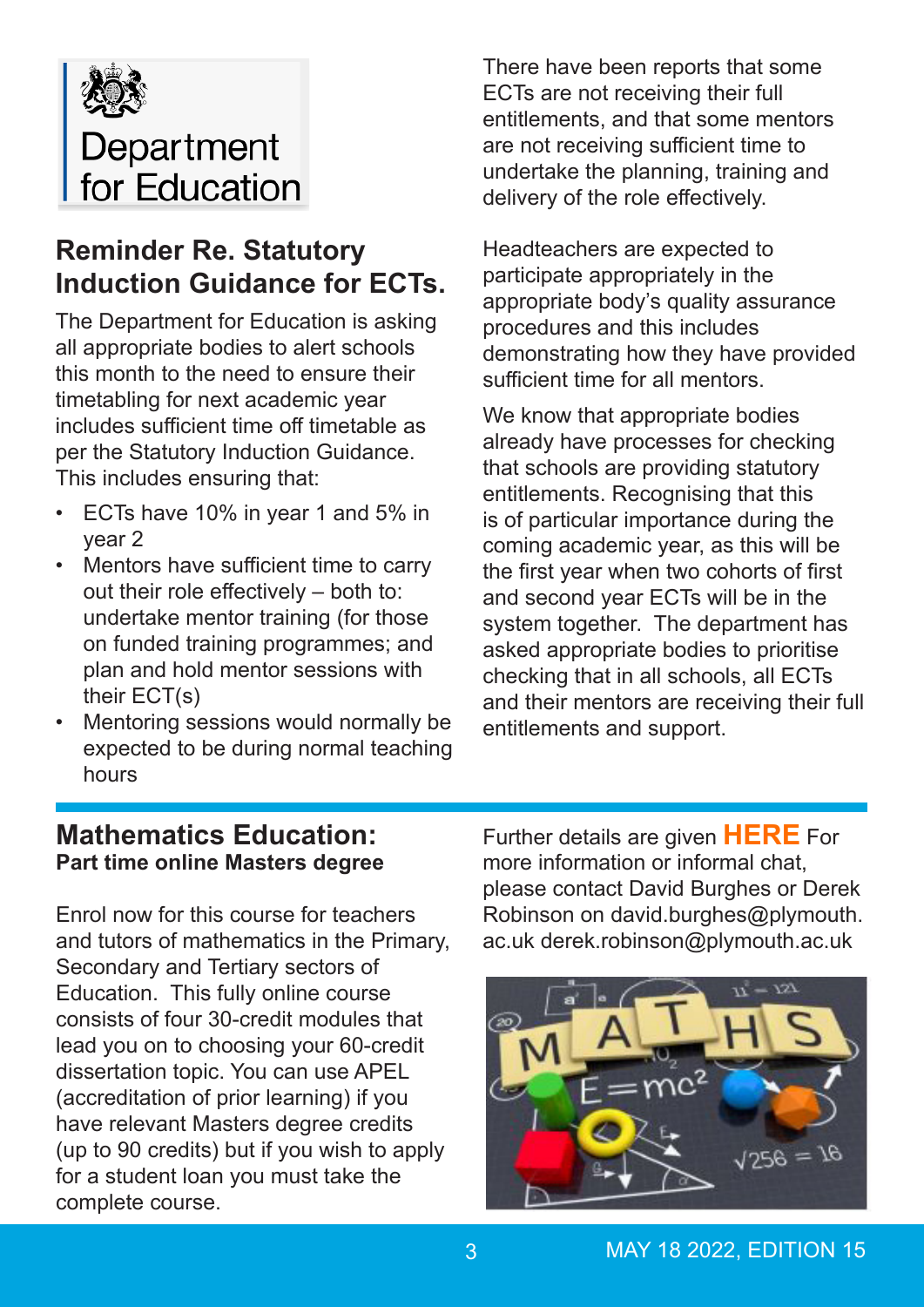Department for Education

## Reminder Re. Statutory Induction Guidance for ECTs.

The Department for Education is asking all appropriate bodies to alert schools this month to the need to ensure their timetabling for next academic year includes sufficient time off timetable as per the Statutory Induction Guidance. This includes ensuring that:

- ECTs have 10% in year 1 and 5% in year 2
- Mentors have sufficient time to carry out their role effectively – both to: undertake mentor training (for those on funded training programmes; and plan and hold mentor sessions with their ECT(s)
- Mentoring sessions would normally be expected to be during normal teaching hours

There have been reports that some ECTs are not receiving their full entitlements, and that some mentors are not receiving sufficient time to undertake the planning, training and delivery of the role effectively.

Headteachers are expected to participate appropriately in the appropriate body's quality assurance procedures and this includes demonstrating how they have provided sufficient time for all mentors.

We know that appropriate bodies already have processes for checking that schools are providing statutory entitlements. Recognising that this is of particular importance during the coming academic year, as this will be the first year when two cohorts of first and second year ECTs will be in the system together. The department has asked appropriate bodies to prioritise checking that in all schools, all ECTs and their mentors are receiving their full entitlements and support.

## Mathematics Education:

**Part time online Masters degree**

Enrol now for this course for teachers and tutors of mathematics in the Primary, Secondary and Tertiary sectors of Education. This fully online course consists of four 30-credit modules that lead you on to choosing your 60-credit dissertation topic. You can use APEL (accreditation of prior learning) if you have relevant Masters degree credits (up to 90 credits) but if you wish to apply for a student loan you must take the complete course.

Further details are given **HERE** For more information or informal chat, please contact David Burghes or Derek Robinson on david.burghes@plymouth.ac.uk derek.robinson@plymouth.ac.uk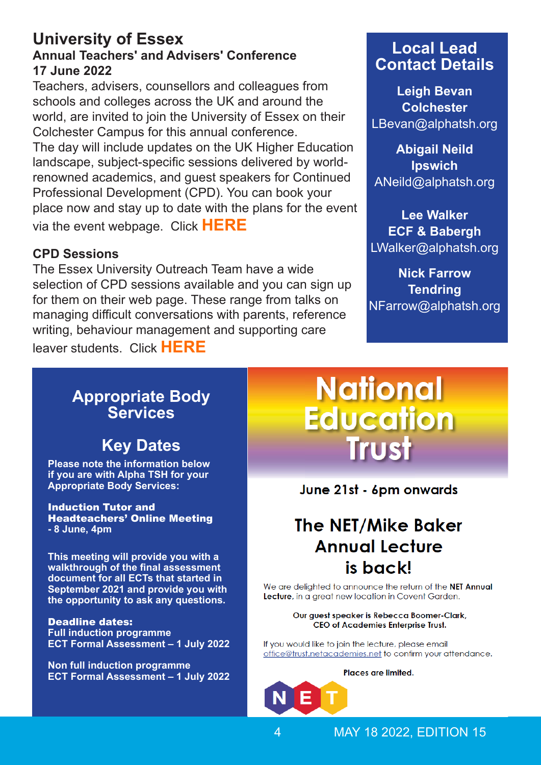# University of Essex

## Annual Teachers' and Advisers' Conference

### 17 June 2022

Teachers, advisers, counsellors and colleagues from schools and colleges across the UK and around the world, are invited to join the University of Essex on their Colchester Campus for this annual conference.

The day will include updates on the UK Higher Education landscape, subject-specific sessions delivered by world-renowned academics, and guest speakers for Continued Professional Development (CPD). You can book your place now and stay up to date with the plans for the event via the event webpage. Click **HERE**

### CPD Sessions

The Essex University Outreach Team have a wide selection of CPD sessions available and you can sign up for them on their web page. These range from talks on managing difficult conversations with parents, reference writing, behaviour management and supporting care leaver students. Click **HERE**

## Local Lead Contact Details

**Leigh Bevan**
**Colchester**
LBevan@alphatsh.org

**Abigail Neild**
**Ipswich**
ANeild@alphatsh.org

**Lee Walker**
**ECF & Babergh**
LWalker@alphatsh.org

**Nick Farrow**
**Tendring**
NFarrow@alphatsh.org

## Appropriate Body Services

### Key Dates

**Please note the information below if you are with Alpha TSH for your Appropriate Body Services:**

**Induction Tutor and Headteachers' Online Meeting**
**- 8 June, 4pm**

**This meeting will provide you with a walkthrough of the final assessment document for all ECTs that started in September 2021 and provide you with the opportunity to ask any questions.**

**Deadline dates:**
**Full induction programme**
**ECT Formal Assessment – 1 July 2022**

**Non full induction programme**
**ECT Formal Assessment – 1 July 2022**

## National Education Trust

**June 21st - 6pm onwards**

### The NET/Mike Baker Annual Lecture is back!

We are delighted to announce the return of the **NET Annual Lecture**, in a great new location in Covent Garden.

Our guest speaker is Rebecca Boomer-Clark, CEO of Academies Enterprise Trust.

If you would like to join the lecture, please email office@trust.netacademies.net to confirm your attendance.

**Places are limited.**

NET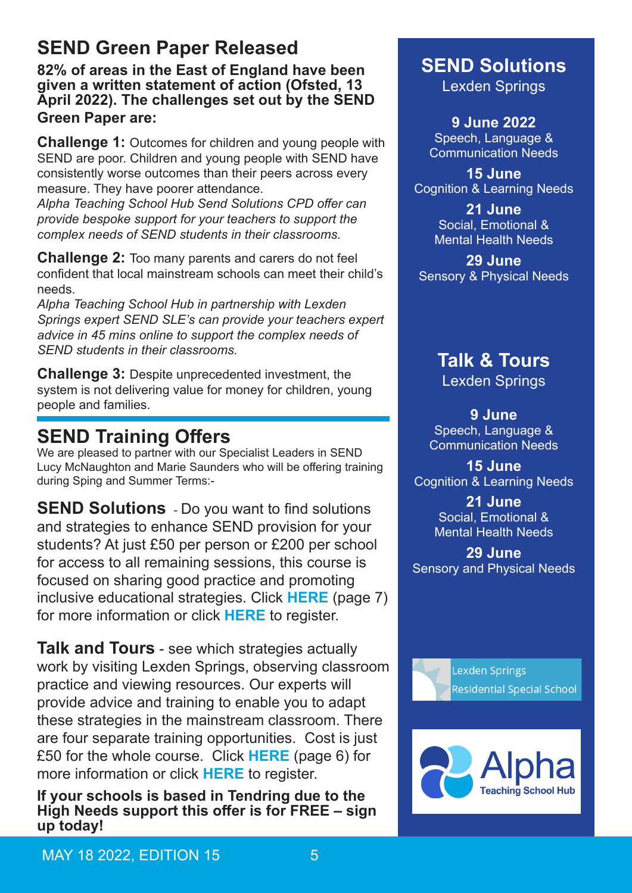## SEND Green Paper Released

**82% of areas in the East of England have been given a written statement of action (Ofsted, 13 April 2022). The challenges set out by the SEND Green Paper are:**

**Challenge 1:** Outcomes for children and young people with SEND are poor. Children and young people with SEND have consistently worse outcomes than their peers across every measure. They have poorer attendance.
*Alpha Teaching School Hub Send Solutions CPD offer can provide bespoke support for your teachers to support the complex needs of SEND students in their classrooms.*

**Challenge 2:** Too many parents and carers do not feel confident that local mainstream schools can meet their child's needs.
*Alpha Teaching School Hub in partnership with Lexden Springs expert SEND SLE's can provide your teachers expert advice in 45 mins online to support the complex needs of SEND students in their classrooms.*

**Challenge 3:** Despite unprecedented investment, the system is not delivering value for money for children, young people and families.

## SEND Training Offers

We are pleased to partner with our Specialist Leaders in SEND Lucy McNaughton and Marie Saunders who will be offering training during Sping and Summer Terms:-

**SEND Solutions** - Do you want to find solutions and strategies to enhance SEND provision for your students? At just £50 per person or £200 per school for access to all remaining sessions, this course is focused on sharing good practice and promoting inclusive educational strategies. Click **HERE** (page 7) for more information or click **HERE** to register.

**Talk and Tours** - see which strategies actually work by visiting Lexden Springs, observing classroom practice and viewing resources. Our experts will provide advice and training to enable you to adapt these strategies in the mainstream classroom. There are four separate training opportunities. Cost is just £50 for the whole course. Click **HERE** (page 6) for more information or click **HERE** to register.

**If your schools is based in Tendring due to the High Needs support this offer is for FREE – sign up today!**

## SEND Solutions

Lexden Springs

**9 June 2022**
Speech, Language & Communication Needs

**15 June**
Cognition & Learning Needs

**21 June**
Social, Emotional & Mental Health Needs

**29 June**
Sensory & Physical Needs

## Talk & Tours

Lexden Springs

**9 June**
Speech, Language & Communication Needs

**15 June**
Cognition & Learning Needs

**21 June**
Social, Emotional & Mental Health Needs

**29 June**
Sensory and Physical Needs

Lexden Springs Residential Special School

Alpha Teaching School Hub

MAY 18 2022, EDITION 15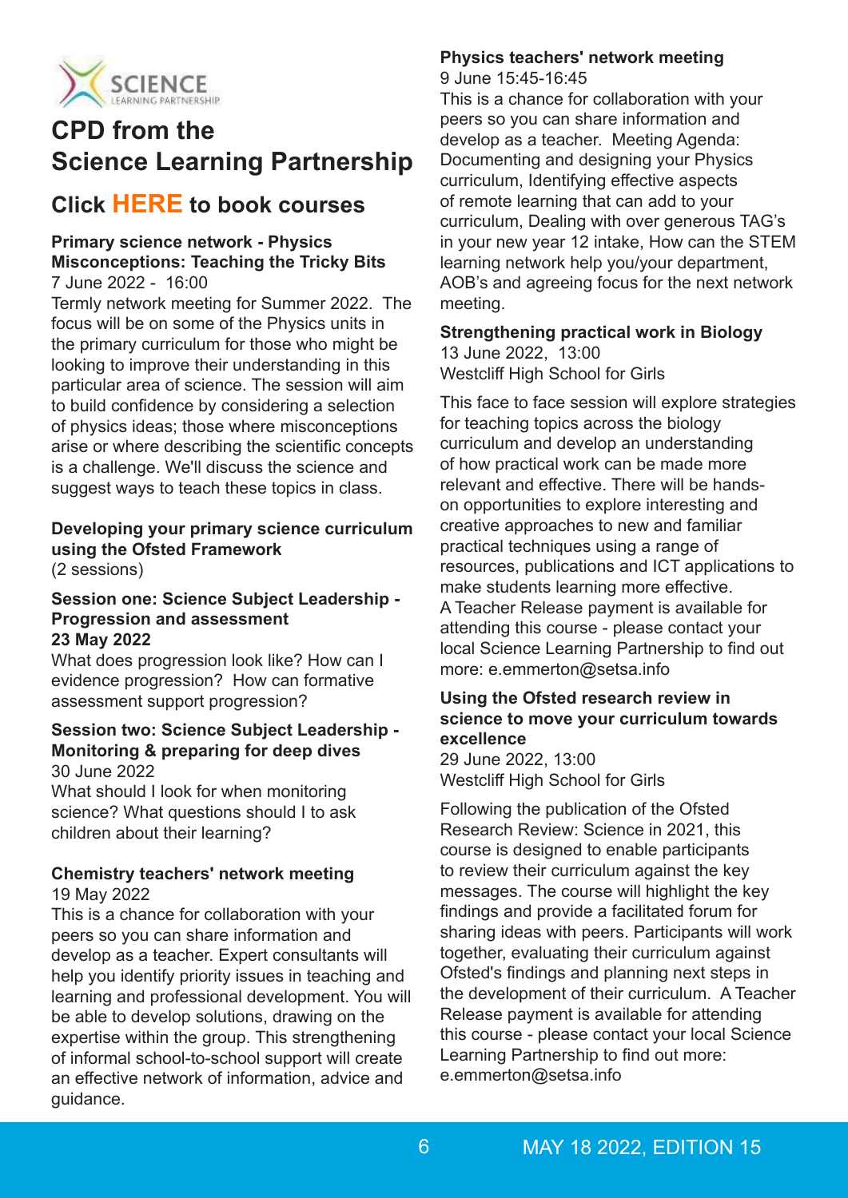# CPD from the Science Learning Partnership

## Click HERE to book courses

**Primary science network - Physics Misconceptions: Teaching the Tricky Bits**
7 June 2022 - 16:00
Termly network meeting for Summer 2022. The focus will be on some of the Physics units in the primary curriculum for those who might be looking to improve their understanding in this particular area of science. The session will aim to build confidence by considering a selection of physics ideas; those where misconceptions arise or where describing the scientific concepts is a challenge. We'll discuss the science and suggest ways to teach these topics in class.

**Developing your primary science curriculum using the Ofsted Framework**
(2 sessions)

**Session one: Science Subject Leadership - Progression and assessment**
**23 May 2022**
What does progression look like? How can I evidence progression? How can formative assessment support progression?

**Session two: Science Subject Leadership - Monitoring & preparing for deep dives**
30 June 2022
What should I look for when monitoring science? What questions should I to ask children about their learning?

**Chemistry teachers' network meeting**
19 May 2022
This is a chance for collaboration with your peers so you can share information and develop as a teacher. Expert consultants will help you identify priority issues in teaching and learning and professional development. You will be able to develop solutions, drawing on the expertise within the group. This strengthening of informal school-to-school support will create an effective network of information, advice and guidance.

**Physics teachers' network meeting**
9 June 15:45-16:45
This is a chance for collaboration with your peers so you can share information and develop as a teacher. Meeting Agenda: Documenting and designing your Physics curriculum, Identifying effective aspects of remote learning that can add to your curriculum, Dealing with over generous TAG's in your new year 12 intake, How can the STEM learning network help you/your department, AOB's and agreeing focus for the next network meeting.

**Strengthening practical work in Biology**
13 June 2022, 13:00
Westcliff High School for Girls

This face to face session will explore strategies for teaching topics across the biology curriculum and develop an understanding of how practical work can be made more relevant and effective. There will be hands-on opportunities to explore interesting and creative approaches to new and familiar practical techniques using a range of resources, publications and ICT applications to make students learning more effective.
A Teacher Release payment is available for attending this course - please contact your local Science Learning Partnership to find out more: e.emmerton@setsa.info

**Using the Ofsted research review in science to move your curriculum towards excellence**
29 June 2022, 13:00
Westcliff High School for Girls

Following the publication of the Ofsted Research Review: Science in 2021, this course is designed to enable participants to review their curriculum against the key messages. The course will highlight the key findings and provide a facilitated forum for sharing ideas with peers. Participants will work together, evaluating their curriculum against Ofsted's findings and planning next steps in the development of their curriculum. A Teacher Release payment is available for attending this course - please contact your local Science Learning Partnership to find out more: e.emmerton@setsa.info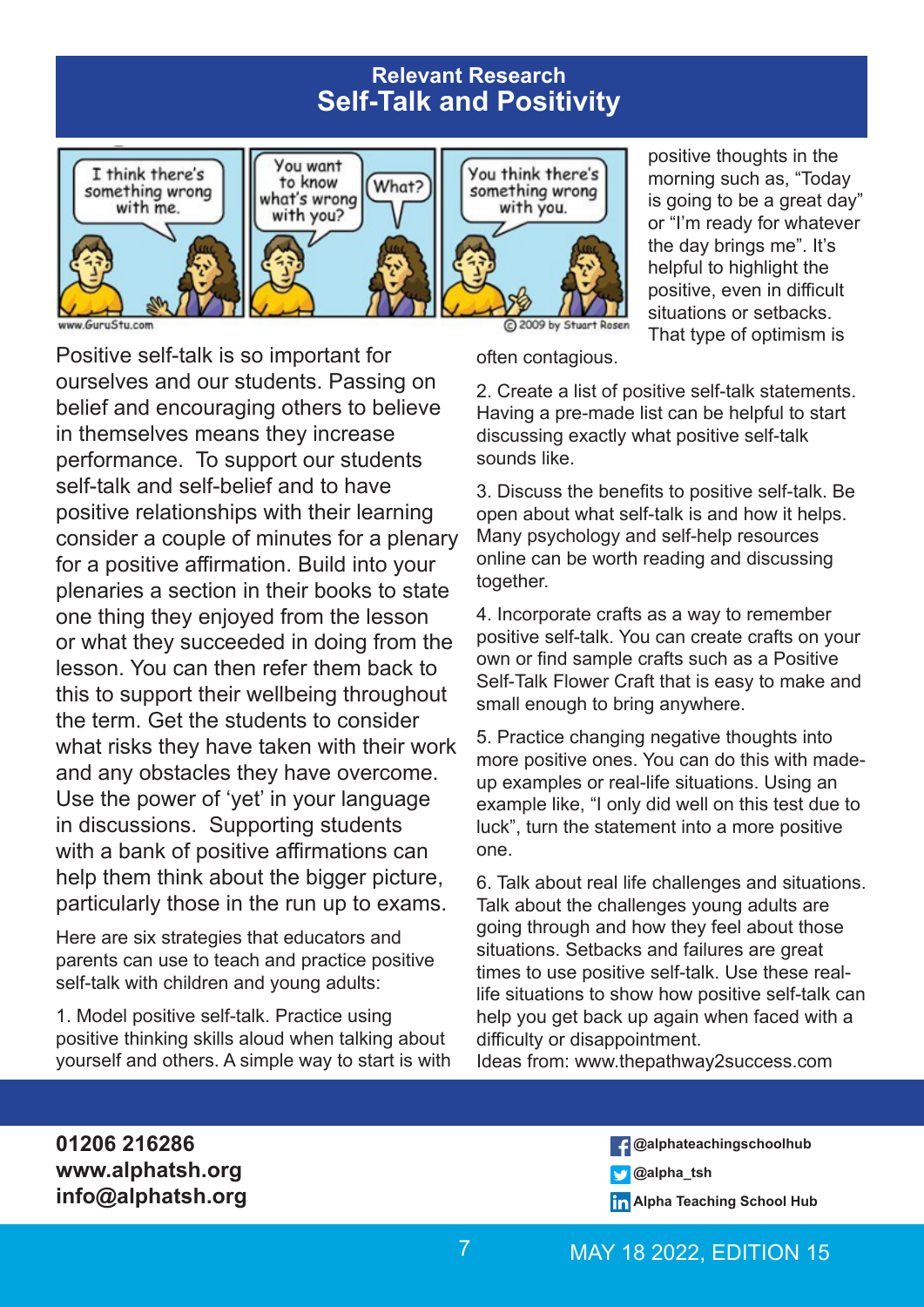## Relevant Research
# Self-Talk and Positivity

Positive self-talk is so important for ourselves and our students. Passing on belief and encouraging others to believe in themselves means they increase performance. To support our students self-talk and self-belief and to have positive relationships with their learning consider a couple of minutes for a plenary for a positive affirmation. Build into your plenaries a section in their books to state one thing they enjoyed from the lesson or what they succeeded in doing from the lesson. You can then refer them back to this to support their wellbeing throughout the term. Get the students to consider what risks they have taken with their work and any obstacles they have overcome. Use the power of 'yet' in your language in discussions. Supporting students with a bank of positive affirmations can help them think about the bigger picture, particularly those in the run up to exams.

Here are six strategies that educators and parents can use to teach and practice positive self-talk with children and young adults:

1. Model positive self-talk. Practice using positive thinking skills aloud when talking about yourself and others. A simple way to start is with positive thoughts in the morning such as, "Today is going to be a great day" or "I'm ready for whatever the day brings me". It's helpful to highlight the positive, even in difficult situations or setbacks. That type of optimism is often contagious.

2. Create a list of positive self-talk statements. Having a pre-made list can be helpful to start discussing exactly what positive self-talk sounds like.

3. Discuss the benefits to positive self-talk. Be open about what self-talk is and how it helps. Many psychology and self-help resources online can be worth reading and discussing together.

4. Incorporate crafts as a way to remember positive self-talk. You can create crafts on your own or find sample crafts such as a Positive Self-Talk Flower Craft that is easy to make and small enough to bring anywhere.

5. Practice changing negative thoughts into more positive ones. You can do this with made-up examples or real-life situations. Using an example like, "I only did well on this test due to luck", turn the statement into a more positive one.

6. Talk about real life challenges and situations. Talk about the challenges young adults are going through and how they feel about those situations. Setbacks and failures are great times to use positive self-talk. Use these real-life situations to show how positive self-talk can help you get back up again when faced with a difficulty or disappointment.

Ideas from: www.thepathway2success.com

**01206 216286**
**www.alphatsh.org**
**info@alphatsh.org**

@alphateachingschoolhub
@alpha_tsh
Alpha Teaching School Hub

MAY 18 2022, EDITION 15